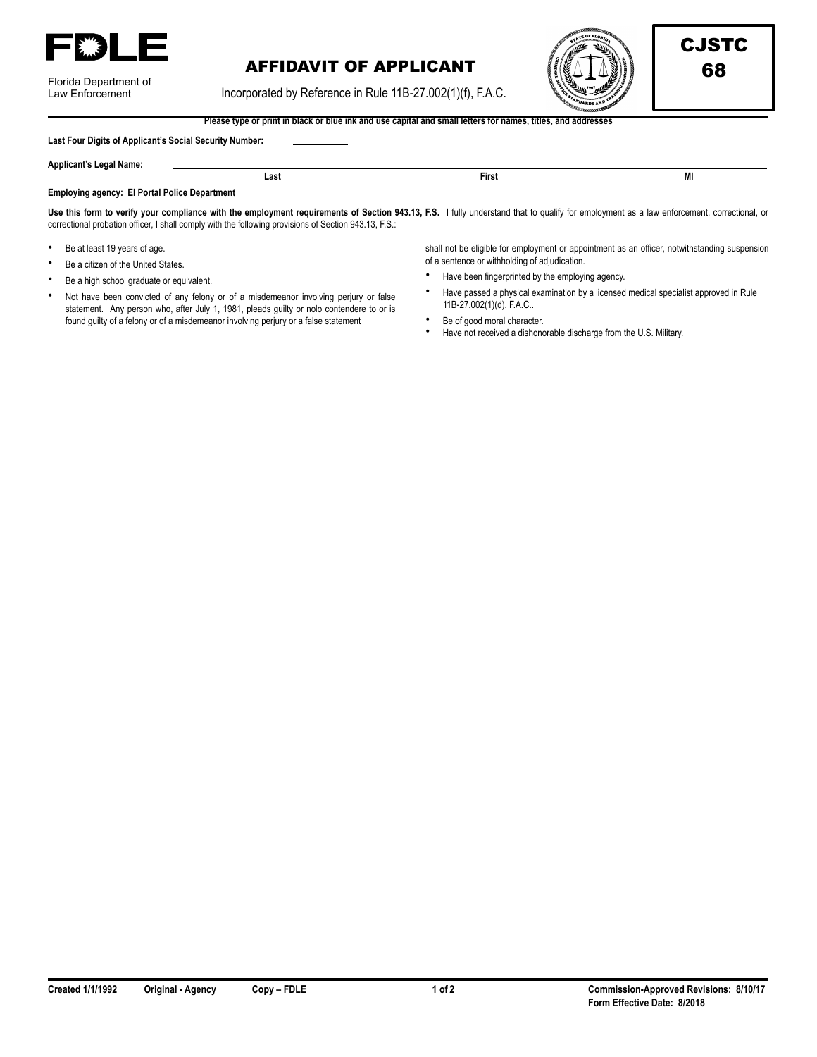**FDLE**

Florida Department of Law Enforcement

# AFFIDAVIT OF APPLICANT

Incorporated by Reference in Rule 11B-27.002(1)(f), F.A.C.

**CJSTC 68**

**Please type or print in black or blue ink and use capital and small letters for names, titles, and addresses**

**Last Four Digits of Applicant's Social Security Number:** ________

**Applicant's Legal Name:** ______________________________________________
**Last** **First** **MI**

**Employing agency:** **El Portal Police Department**

**Use this form to verify your compliance with the employment requirements of Section 943.13, F.S.** I fully understand that to qualify for employment as a law enforcement, correctional, or correctional probation officer, I shall comply with the following provisions of Section 943.13, F.S.:

- Be at least 19 years of age.
- Be a citizen of the United States.
- Be a high school graduate or equivalent.
- Not have been convicted of any felony or of a misdemeanor involving perjury or false statement. Any person who, after July 1, 1981, pleads guilty or nolo contendere to or is found guilty of a felony or of a misdemeanor involving perjury or a false statement shall not be eligible for employment or appointment as an officer, notwithstanding suspension of a sentence or withholding of adjudication.
- Have been fingerprinted by the employing agency.
- Have passed a physical examination by a licensed medical specialist approved in Rule 11B-27.002(1)(d), F.A.C..
- Be of good moral character.
- Have not received a dishonorable discharge from the U.S. Military.

**Created 1/1/1992** **Original - Agency** **Copy – FDLE** **Commission-Approved Revisions: 8/10/17** **Form Effective Date: 8/2018**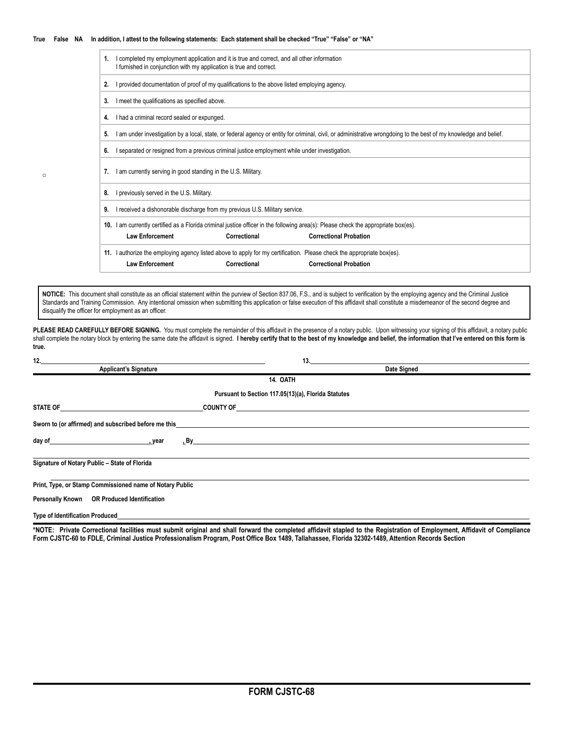**True False NA In addition, I attest to the following statements: Each statement shall be checked "True" "False" or "NA"**

| | |
|---|---|
| | **1.** I completed my employment application and it is true and correct, and all other information I furnished in conjunction with my application is true and correct. |
| | **2.** I provided documentation of proof of my qualifications to the above listed employing agency. |
| | **3.** I meet the qualifications as specified above. |
| | **4.** I had a criminal record sealed or expunged. |
| | **5.** I am under investigation by a local, state, or federal agency or entity for criminal, civil, or administrative wrongdoing to the best of my knowledge and belief. |
| | **6.** I separated or resigned from a previous criminal justice employment while under investigation. |
| ☐ | **7.** I am currently serving in good standing in the U.S. Military. |
| | **8.** I previously served in the U.S. Military. |
| | **9.** I received a dishonorable discharge from my previous U.S. Military service. |
| | **10.** I am currently certified as a Florida criminal justice officer in the following area(s): Please check the appropriate box(es). **Law Enforcement** **Correctional** **Correctional Probation** |
| | **11.** I authorize the employing agency listed above to apply for my certification. Please check the appropriate box(es). **Law Enforcement** **Correctional** **Correctional Probation** |

**NOTICE:** This document shall constitute as an official statement within the purview of Section 837.06, F.S., and is subject to verification by the employing agency and the Criminal Justice Standards and Training Commission. Any intentional omission when submitting this application or false execution of this affidavit shall constitute a misdemeanor of the second degree and disqualify the officer for employment as an officer.

**PLEASE READ CAREFULLY BEFORE SIGNING.** You must complete the remainder of this affidavit in the presence of a notary public. Upon witnessing your signing of this affidavit, a notary public shall complete the notary block by entering the same date the affidavit is signed. **I hereby certify that to the best of my knowledge and belief, the information that I've entered on this form is true.**

**12.** ______________________________ **Applicant's Signature**

**13.** ______________________________ **Date Signed**

**14. OATH**

**Pursuant to Section 117.05(13)(a), Florida Statutes**

**STATE OF** ______________________ **COUNTY OF** ______________________

**Sworn to (or affirmed) and subscribed before me this** ______________________

**day of** ______________ **, year** ______ **, By** ______________________

______________________________
**Signature of Notary Public – State of Florida**

______________________________
**Print, Type, or Stamp Commissioned name of Notary Public**

**Personally Known OR Produced Identification**

**Type of Identification Produced** ______________________

**\*NOTE: Private Correctional facilities must submit original and shall forward the completed affidavit stapled to the Registration of Employment, Affidavit of Compliance Form CJSTC-60 to FDLE, Criminal Justice Professionalism Program, Post Office Box 1489, Tallahassee, Florida 32302-1489, Attention Records Section**

**FORM CJSTC-68**